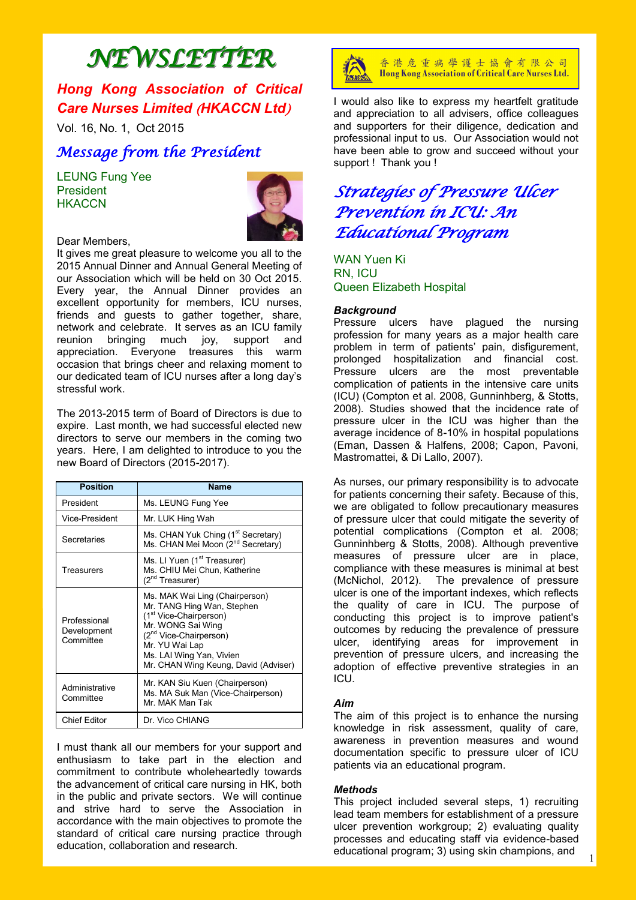# NEWSLETTER

## Hong Kong Association of Critical Care Nurses Limited (HKACCN Ltd)

Vol. 16, No. 1, Oct 2015

## Message from the President

LEUNG Fung Yee
President
HKACCN

Dear Members,

It gives me great pleasure to welcome you all to the 2015 Annual Dinner and Annual General Meeting of our Association which will be held on 30 Oct 2015. Every year, the Annual Dinner provides an excellent opportunity for members, ICU nurses, friends and guests to gather together, share, network and celebrate. It serves as an ICU family reunion bringing much joy, support and appreciation. Everyone treasures this warm occasion that brings cheer and relaxing moment to our dedicated team of ICU nurses after a long day's stressful work.

The 2013-2015 term of Board of Directors is due to expire. Last month, we had successful elected new directors to serve our members in the coming two years. Here, I am delighted to introduce to you the new Board of Directors (2015-2017).

| Position | Name |
|---|---|
| President | Ms. LEUNG Fung Yee |
| Vice-President | Mr. LUK Hing Wah |
| Secretaries | Ms. CHAN Yuk Ching (1st Secretary)<br>Ms. CHAN Mei Moon (2nd Secretary) |
| Treasurers | Ms. LI Yuen (1st Treasurer)<br>Ms. CHIU Mei Chun, Katherine (2nd Treasurer) |
| Professional Development Committee | Ms. MAK Wai Ling (Chairperson)<br>Mr. TANG Hing Wan, Stephen (1st Vice-Chairperson)<br>Mr. WONG Sai Wing (2nd Vice-Chairperson)<br>Mr. YU Wai Lap<br>Ms. LAI Wing Yan, Vivien<br>Mr. CHAN Wing Keung, David (Adviser) |
| Administrative Committee | Mr. KAN Siu Kuen (Chairperson)<br>Ms. MA Suk Man (Vice-Chairperson)<br>Mr. MAK Man Tak |
| Chief Editor | Dr. Vico CHIANG |

I must thank all our members for your support and enthusiasm to take part in the election and commitment to contribute wholeheartedly towards the advancement of critical care nursing in HK, both in the public and private sectors. We will continue and strive hard to serve the Association in accordance with the main objectives to promote the standard of critical care nursing practice through education, collaboration and research.

香港危重病學護士協會有限公司
Hong Kong Association of Critical Care Nurses Ltd.

I would also like to express my heartfelt gratitude and appreciation to all advisers, office colleagues and supporters for their diligence, dedication and professional input to us. Our Association would not have been able to grow and succeed without your support ! Thank you !

## Strategies of Pressure Ulcer Prevention in ICU: An Educational Program

WAN Yuen Ki
RN, ICU
Queen Elizabeth Hospital

### *Background*

Pressure ulcers have plagued the nursing profession for many years as a major health care problem in term of patients' pain, disfigurement, prolonged hospitalization and financial cost. Pressure ulcers are the most preventable complication of patients in the intensive care units (ICU) (Compton et al. 2008, Gunninhberg, & Stotts, 2008). Studies showed that the incidence rate of pressure ulcer in the ICU was higher than the average incidence of 8-10% in hospital populations (Eman, Dassen & Halfens, 2008; Capon, Pavoni, Mastromattei, & Di Lallo, 2007).

As nurses, our primary responsibility is to advocate for patients concerning their safety. Because of this, we are obligated to follow precautionary measures of pressure ulcer that could mitigate the severity of potential complications (Compton et al. 2008; Gunninhberg & Stotts, 2008). Although preventive measures of pressure ulcer are in place, compliance with these measures is minimal at best (McNichol, 2012). The prevalence of pressure ulcer is one of the important indexes, which reflects the quality of care in ICU. The purpose of conducting this project is to improve patient's outcomes by reducing the prevalence of pressure ulcer, identifying areas for improvement in prevention of pressure ulcers, and increasing the adoption of effective preventive strategies in an ICU.

### *Aim*

The aim of this project is to enhance the nursing knowledge in risk assessment, quality of care, awareness in prevention measures and wound documentation specific to pressure ulcer of ICU patients via an educational program.

### *Methods*

This project included several steps, 1) recruiting lead team members for establishment of a pressure ulcer prevention workgroup; 2) evaluating quality processes and educating staff via evidence-based educational program; 3) using skin champions, and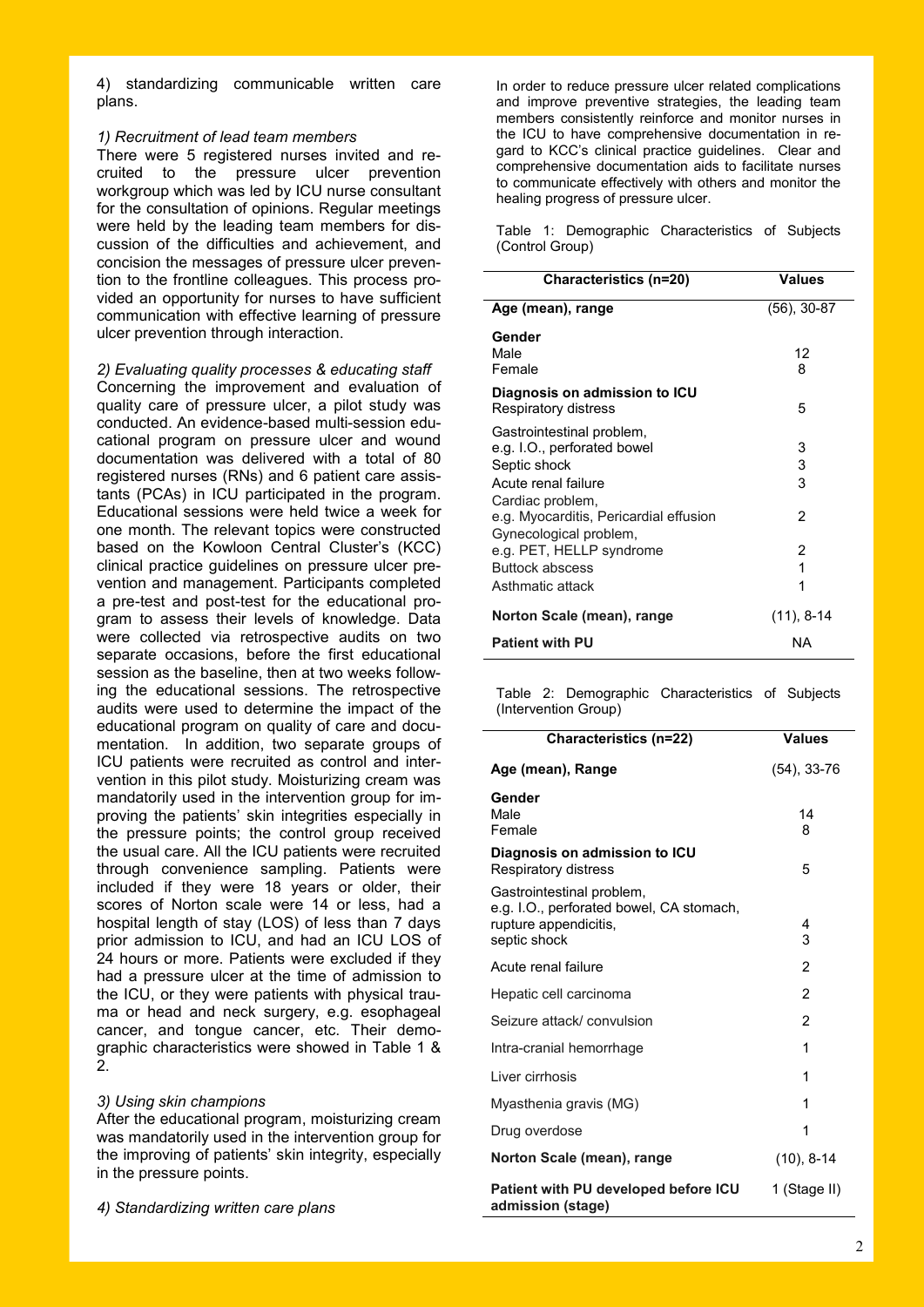4) standardizing communicable written care plans.

*1) Recruitment of lead team members*

There were 5 registered nurses invited and recruited to the pressure ulcer prevention workgroup which was led by ICU nurse consultant for the consultation of opinions. Regular meetings were held by the leading team members for discussion of the difficulties and achievement, and concision the messages of pressure ulcer prevention to the frontline colleagues. This process provided an opportunity for nurses to have sufficient communication with effective learning of pressure ulcer prevention through interaction.

*2) Evaluating quality processes & educating staff*

Concerning the improvement and evaluation of quality care of pressure ulcer, a pilot study was conducted. An evidence-based multi-session educational program on pressure ulcer and wound documentation was delivered with a total of 80 registered nurses (RNs) and 6 patient care assistants (PCAs) in ICU participated in the program. Educational sessions were held twice a week for one month. The relevant topics were constructed based on the Kowloon Central Cluster's (KCC) clinical practice guidelines on pressure ulcer prevention and management. Participants completed a pre-test and post-test for the educational program to assess their levels of knowledge. Data were collected via retrospective audits on two separate occasions, before the first educational session as the baseline, then at two weeks following the educational sessions. The retrospective audits were used to determine the impact of the educational program on quality of care and documentation. In addition, two separate groups of ICU patients were recruited as control and intervention in this pilot study. Moisturizing cream was mandatorily used in the intervention group for improving the patients' skin integrities especially in the pressure points; the control group received the usual care. All the ICU patients were recruited through convenience sampling. Patients were included if they were 18 years or older, their scores of Norton scale were 14 or less, had a hospital length of stay (LOS) of less than 7 days prior admission to ICU, and had an ICU LOS of 24 hours or more. Patients were excluded if they had a pressure ulcer at the time of admission to the ICU, or they were patients with physical trauma or head and neck surgery, e.g. esophageal cancer, and tongue cancer, etc. Their demographic characteristics were showed in Table 1 & 2.

*3) Using skin champions*

After the educational program, moisturizing cream was mandatorily used in the intervention group for the improving of patients' skin integrity, especially in the pressure points.

*4) Standardizing written care plans*

In order to reduce pressure ulcer related complications and improve preventive strategies, the leading team members consistently reinforce and monitor nurses in the ICU to have comprehensive documentation in regard to KCC's clinical practice guidelines. Clear and comprehensive documentation aids to facilitate nurses to communicate effectively with others and monitor the healing progress of pressure ulcer.

Table 1: Demographic Characteristics of Subjects (Control Group)

| Characteristics (n=20) | Values |
|---|---|
| **Age (mean), range** | (56), 30-87 |
| **Gender** | |
| Male | 12 |
| Female | 8 |
| **Diagnosis on admission to ICU** | |
| Respiratory distress | 5 |
| Gastrointestinal problem, e.g. I.O., perforated bowel | 3 |
| Septic shock | 3 |
| Acute renal failure | 3 |
| Cardiac problem, e.g. Myocarditis, Pericardial effusion | 2 |
| Gynecological problem, e.g. PET, HELLP syndrome | 2 |
| Buttock abscess | 1 |
| Asthmatic attack | 1 |
| **Norton Scale (mean), range** | (11), 8-14 |
| **Patient with PU** | NA |

Table 2: Demographic Characteristics of Subjects (Intervention Group)

| Characteristics (n=22) | Values |
|---|---|
| **Age (mean), Range** | (54), 33-76 |
| **Gender** | |
| Male | 14 |
| Female | 8 |
| **Diagnosis on admission to ICU** | |
| Respiratory distress | 5 |
| Gastrointestinal problem, e.g. I.O., perforated bowel, CA stomach, rupture appendicitis, | 4 |
| septic shock | 3 |
| Acute renal failure | 2 |
| Hepatic cell carcinoma | 2 |
| Seizure attack/ convulsion | 2 |
| Intra-cranial hemorrhage | 1 |
| Liver cirrhosis | 1 |
| Myasthenia gravis (MG) | 1 |
| Drug overdose | 1 |
| **Norton Scale (mean), range** | (10), 8-14 |
| **Patient with PU developed before ICU admission (stage)** | 1 (Stage II) |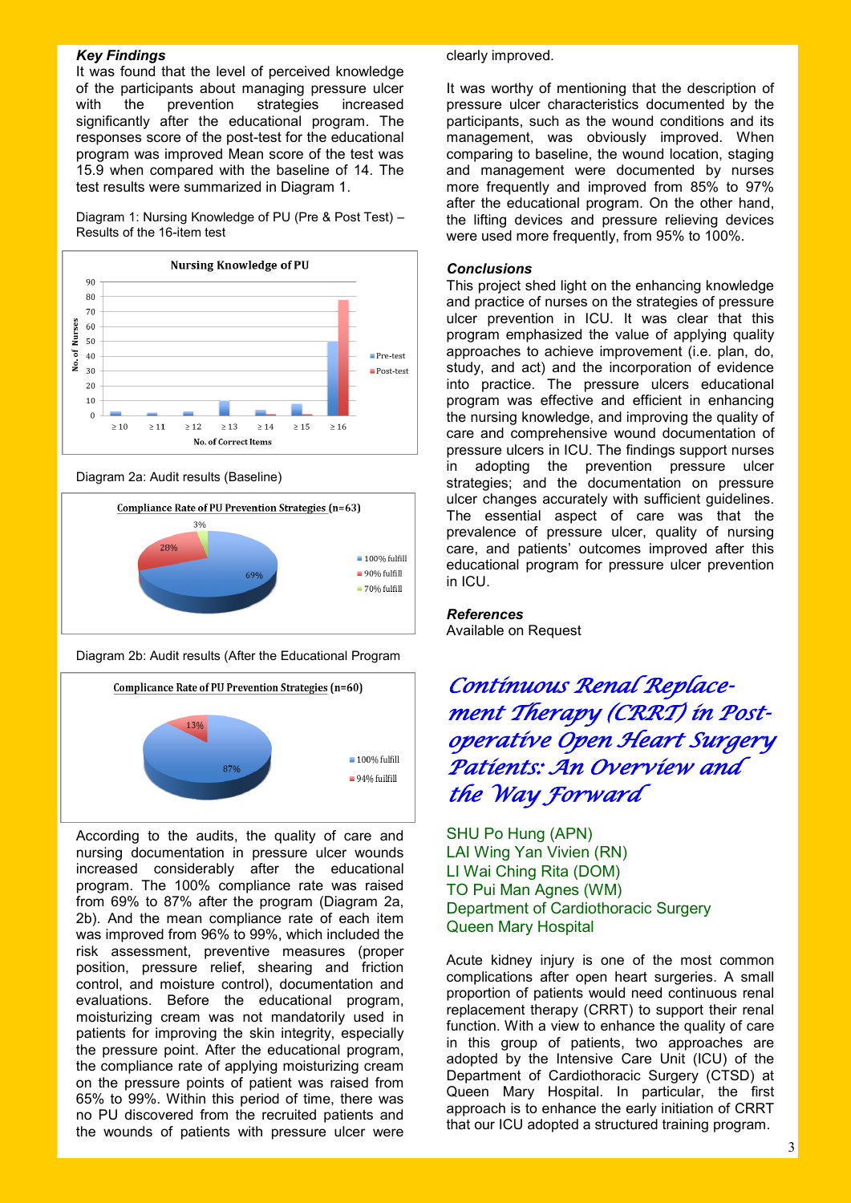*Key Findings*

It was found that the level of perceived knowledge of the participants about managing pressure ulcer with the prevention strategies increased significantly after the educational program. The responses score of the post-test for the educational program was improved Mean score of the test was 15.9 when compared with the baseline of 14. The test results were summarized in Diagram 1.

Diagram 1: Nursing Knowledge of PU (Pre & Post Test) – Results of the 16-item test

Diagram 2a: Audit results (Baseline)

Diagram 2b: Audit results (After the Educational Program

According to the audits, the quality of care and nursing documentation in pressure ulcer wounds increased considerably after the educational program. The 100% compliance rate was raised from 69% to 87% after the program (Diagram 2a, 2b). And the mean compliance rate of each item was improved from 96% to 99%, which included the risk assessment, preventive measures (proper position, pressure relief, shearing and friction control, and moisture control), documentation and evaluations. Before the educational program, moisturizing cream was not mandatorily used in patients for improving the skin integrity, especially the pressure point. After the educational program, the compliance rate of applying moisturizing cream on the pressure points of patient was raised from 65% to 99%. Within this period of time, there was no PU discovered from the recruited patients and the wounds of patients with pressure ulcer were clearly improved.

It was worthy of mentioning that the description of pressure ulcer characteristics documented by the participants, such as the wound conditions and its management, was obviously improved. When comparing to baseline, the wound location, staging and management were documented by nurses more frequently and improved from 85% to 97% after the educational program. On the other hand, the lifting devices and pressure relieving devices were used more frequently, from 95% to 100%.

*Conclusions*

This project shed light on the enhancing knowledge and practice of nurses on the strategies of pressure ulcer prevention in ICU. It was clear that this program emphasized the value of applying quality approaches to achieve improvement (i.e. plan, do, study, and act) and the incorporation of evidence into practice. The pressure ulcers educational program was effective and efficient in enhancing the nursing knowledge, and improving the quality of care and comprehensive wound documentation of pressure ulcers in ICU. The findings support nurses in adopting the prevention pressure ulcer strategies; and the documentation on pressure ulcer changes accurately with sufficient guidelines. The essential aspect of care was that the prevalence of pressure ulcer, quality of nursing care, and patients' outcomes improved after this educational program for pressure ulcer prevention in ICU.

*References*

Available on Request

# *Continuous Renal Replacement Therapy (CRRT) in Post-operative Open Heart Surgery Patients: An Overview and the Way Forward*

SHU Po Hung (APN)
LAI Wing Yan Vivien (RN)
LI Wai Ching Rita (DOM)
TO Pui Man Agnes (WM)
Department of Cardiothoracic Surgery
Queen Mary Hospital

Acute kidney injury is one of the most common complications after open heart surgeries. A small proportion of patients would need continuous renal replacement therapy (CRRT) to support their renal function. With a view to enhance the quality of care in this group of patients, two approaches are adopted by the Intensive Care Unit (ICU) of the Department of Cardiothoracic Surgery (CTSD) at Queen Mary Hospital. In particular, the first approach is to enhance the early initiation of CRRT that our ICU adopted a structured training program.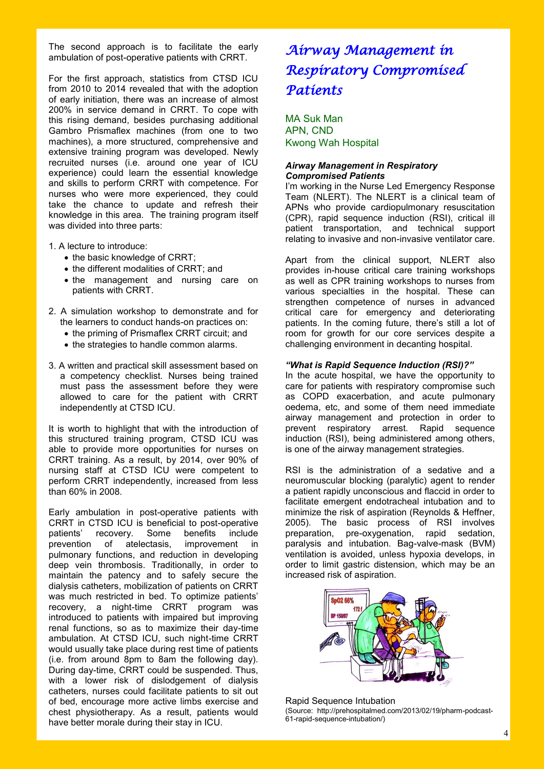The second approach is to facilitate the early ambulation of post-operative patients with CRRT.

For the first approach, statistics from CTSD ICU from 2010 to 2014 revealed that with the adoption of early initiation, there was an increase of almost 200% in service demand in CRRT. To cope with this rising demand, besides purchasing additional Gambro Prismaflex machines (from one to two machines), a more structured, comprehensive and extensive training program was developed. Newly recruited nurses (i.e. around one year of ICU experience) could learn the essential knowledge and skills to perform CRRT with competence. For nurses who were more experienced, they could take the chance to update and refresh their knowledge in this area. The training program itself was divided into three parts:

1. A lecture to introduce:
   - the basic knowledge of CRRT;
   - the different modalities of CRRT; and
   - the management and nursing care on patients with CRRT.
2. A simulation workshop to demonstrate and for the learners to conduct hands-on practices on:
   - the priming of Prismaflex CRRT circuit; and
   - the strategies to handle common alarms.
3. A written and practical skill assessment based on a competency checklist. Nurses being trained must pass the assessment before they were allowed to care for the patient with CRRT independently at CTSD ICU.

It is worth to highlight that with the introduction of this structured training program, CTSD ICU was able to provide more opportunities for nurses on CRRT training. As a result, by 2014, over 90% of nursing staff at CTSD ICU were competent to perform CRRT independently, increased from less than 60% in 2008.

Early ambulation in post-operative patients with CRRT in CTSD ICU is beneficial to post-operative patients' recovery. Some benefits include prevention of atelectasis, improvement in pulmonary functions, and reduction in developing deep vein thrombosis. Traditionally, in order to maintain the patency and to safely secure the dialysis catheters, mobilization of patients on CRRT was much restricted in bed. To optimize patients' recovery, a night-time CRRT program was introduced to patients with impaired but improving renal functions, so as to maximize their day-time ambulation. At CTSD ICU, such night-time CRRT would usually take place during rest time of patients (i.e. from around 8pm to 8am the following day). During day-time, CRRT could be suspended. Thus, with a lower risk of dislodgement of dialysis catheters, nurses could facilitate patients to sit out of bed, encourage more active limbs exercise and chest physiotherapy. As a result, patients would have better morale during their stay in ICU.

# *Airway Management in Respiratory Compromised Patients*

MA Suk Man
APN, CND
Kwong Wah Hospital

### *Airway Management in Respiratory Compromised Patients*

I'm working in the Nurse Led Emergency Response Team (NLERT). The NLERT is a clinical team of APNs who provide cardiopulmonary resuscitation (CPR), rapid sequence induction (RSI), critical ill patient transportation, and technical support relating to invasive and non-invasive ventilator care.

Apart from the clinical support, NLERT also provides in-house critical care training workshops as well as CPR training workshops to nurses from various specialties in the hospital. These can strengthen competence of nurses in advanced critical care for emergency and deteriorating patients. In the coming future, there's still a lot of room for growth for our core services despite a challenging environment in decanting hospital.

### *"What is Rapid Sequence Induction (RSI)?"*

In the acute hospital, we have the opportunity to care for patients with respiratory compromise such as COPD exacerbation, and acute pulmonary oedema, etc, and some of them need immediate airway management and protection in order to prevent respiratory arrest. Rapid sequence induction (RSI), being administered among others, is one of the airway management strategies.

RSI is the administration of a sedative and a neuromuscular blocking (paralytic) agent to render a patient rapidly unconscious and flaccid in order to facilitate emergent endotracheal intubation and to minimize the risk of aspiration (Reynolds & Heffner, 2005). The basic process of RSI involves preparation, pre-oxygenation, rapid sedation, paralysis and intubation. Bag-valve-mask (BVM) ventilation is avoided, unless hypoxia develops, in order to limit gastric distension, which may be an increased risk of aspiration.

Rapid Sequence Intubation
(Source: http://prehospitalmed.com/2013/02/19/pharm-podcast-61-rapid-sequence-intubation/)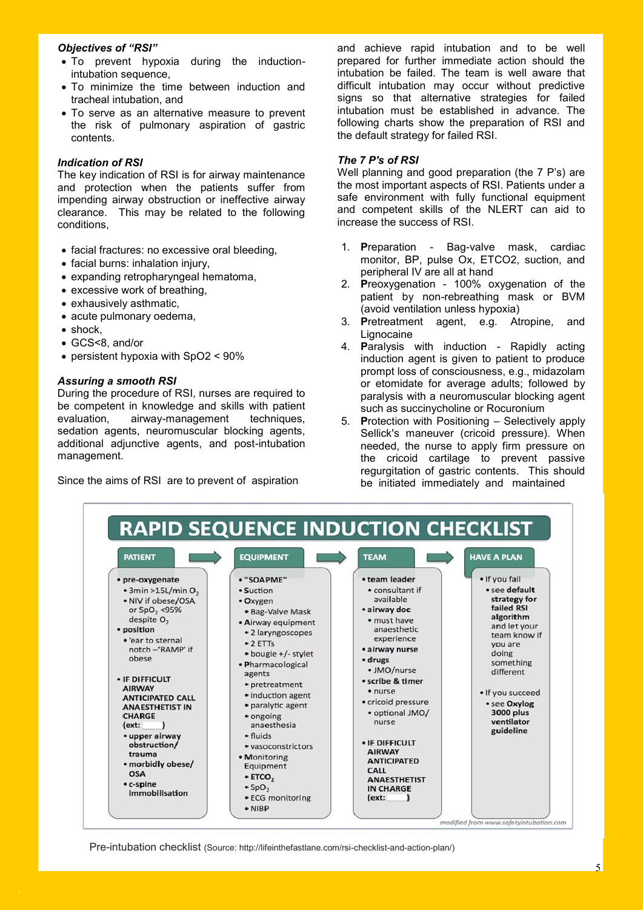### *Objectives of "RSI"*

- To prevent hypoxia during the induction-intubation sequence,
- To minimize the time between induction and tracheal intubation, and
- To serve as an alternative measure to prevent the risk of pulmonary aspiration of gastric contents.

### *Indication of RSI*

The key indication of RSI is for airway maintenance and protection when the patients suffer from impending airway obstruction or ineffective airway clearance. This may be related to the following conditions,

- facial fractures: no excessive oral bleeding,
- facial burns: inhalation injury,
- expanding retropharyngeal hematoma,
- excessive work of breathing,
- exhausively asthmatic,
- acute pulmonary oedema,
- shock,
- GCS<8, and/or
- persistent hypoxia with SpO2 < 90%

### *Assuring a smooth RSI*

During the procedure of RSI, nurses are required to be competent in knowledge and skills with patient evaluation, airway-management techniques, sedation agents, neuromuscular blocking agents, additional adjunctive agents, and post-intubation management.

Since the aims of RSI are to prevent of aspiration and achieve rapid intubation and to be well prepared for further immediate action should the intubation be failed. The team is well aware that difficult intubation may occur without predictive signs so that alternative strategies for failed intubation must be established in advance. The following charts show the preparation of RSI and the default strategy for failed RSI.

### *The 7 P's of RSI*

Well planning and good preparation (the 7 P's) are the most important aspects of RSI. Patients under a safe environment with fully functional equipment and competent skills of the NLERT can aid to increase the success of RSI.

1. **P**reparation - Bag-valve mask, cardiac monitor, BP, pulse Ox, ETCO2, suction, and peripheral IV are all at hand
2. **P**reoxygenation - 100% oxygenation of the patient by non-rebreathing mask or BVM (avoid ventilation unless hypoxia)
3. **P**retreatment agent, e.g. Atropine, and Lignocaine
4. **P**aralysis with induction - Rapidly acting induction agent is given to patient to produce prompt loss of consciousness, e.g., midazolam or etomidate for average adults; followed by paralysis with a neuromuscular blocking agent such as succinycholine or Rocuronium
5. **P**rotection with Positioning – Selectively apply Sellick's maneuver (cricoid pressure). When needed, the nurse to apply firm pressure on the cricoid cartilage to prevent passive regurgitation of gastric contents. This should be initiated immediately and maintained

## RAPID SEQUENCE INDUCTION CHECKLIST

**PATIENT** → **EQUIPMENT** → **TEAM** → **HAVE A PLAN**

**PATIENT**
- **pre-oxygenate**
  - 3min >15L/min $O_2$
  - NIV if obese/OSA or $SpO_2$ <95% despite $O_2$
- **position**
  - 'ear to sternal notch –'RAMP' if obese
- **IF DIFFICULT AIRWAY ANTICIPATED CALL ANAESTHETIST IN CHARGE (ext: )**
  - **upper airway obstruction/ trauma**
  - **morbidly obese/ OSA**
  - **c-spine immobilisation**

**EQUIPMENT**
- **"SOAPME"**
- **S**uction
- **O**xygen
  - Bag-Valve Mask
- **A**irway equipment
  - 2 laryngoscopes
  - 2 ETTs
  - bougie +/- stylet
- **P**harmacological agents
  - pretreatment
  - induction agent
  - paralytic agent
  - ongoing anaesthesia
  - fluids
  - vasoconstrictors
- **M**onitoring **E**quipment
  - **$ETCO_2$**
  - $SpO_2$
  - ECG monitoring
  - NIBP

**TEAM**
- **team leader**
  - consultant if available
- **airway doc**
  - must have anaesthetic experience
- **airway nurse**
- **drugs**
  - JMO/nurse
- **scribe & timer**
  - nurse
- cricoid pressure
  - optional JMO/ nurse
- **IF DIFFICULT AIRWAY ANTICIPATED CALL ANAESTHETIST IN CHARGE (ext: )**

**HAVE A PLAN**
- If you fail
  - see **default strategy for failed RSI algorithm** and let your team know if you are doing something different
- If you succeed
  - see **Oxylog 3000 plus ventilator guideline**

*modified from www.safetyintubation.com*

Pre-intubation checklist (Source: http://lifeinthefastlane.com/rsi-checklist-and-action-plan/)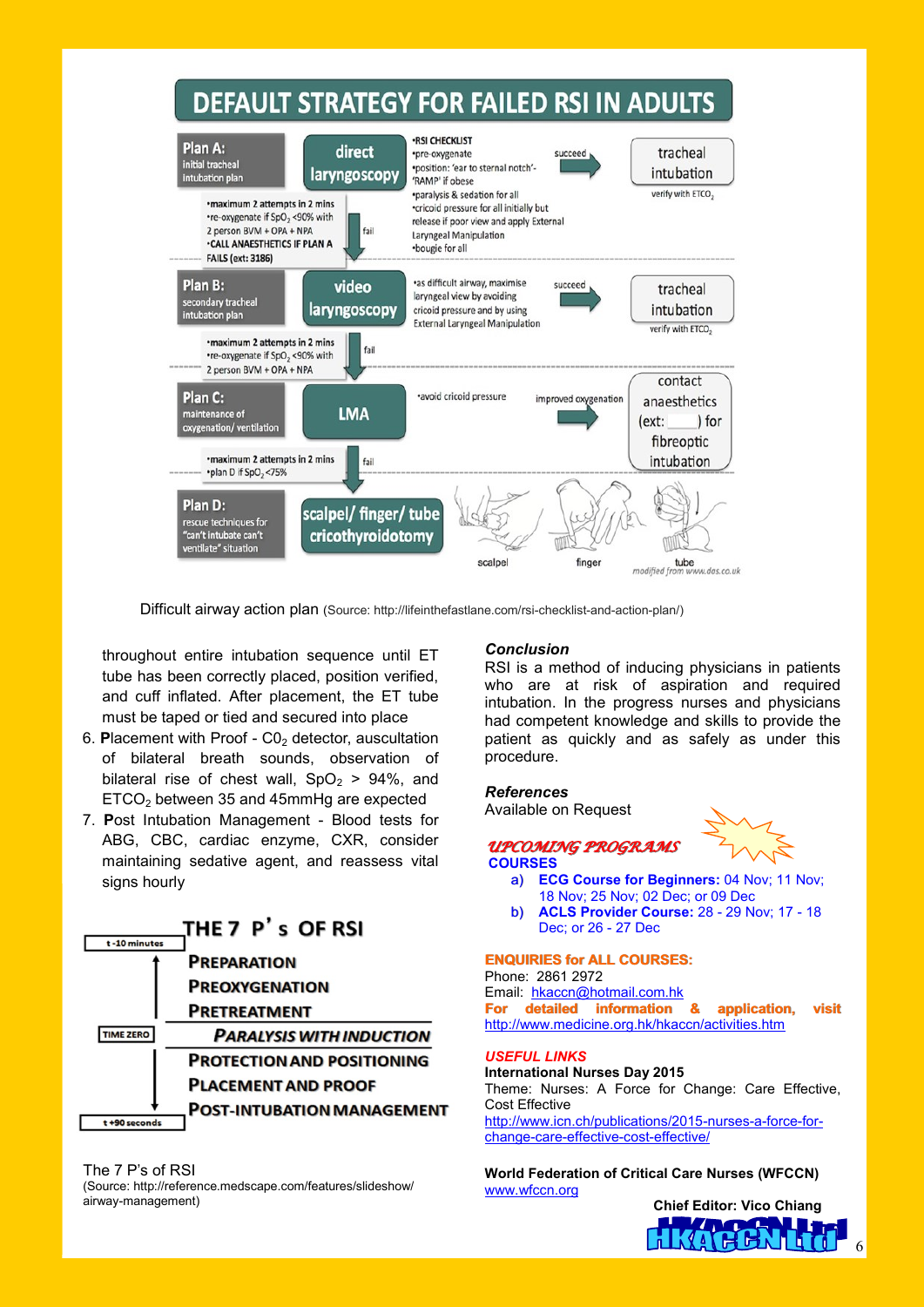# DEFAULT STRATEGY FOR FAILED RSI IN ADULTS

**Plan A:** initial tracheal intubation plan — **direct laryngoscopy**

- RSI CHECKLIST
- pre-oxygenate
- position: 'ear to sternal notch'- 'RAMP' if obese
- paralysis & sedation for all
- cricoid pressure for all initially but release if poor view and apply External Laryngeal Manipulation
- bougie for all

succeed → tracheal intubation (verify with $ETCO_2$)

- maximum 2 attempts in 2 mins
- re-oxygenate if $SpO_2$ <90% with 2 person BVM + OPA + NPA
- CALL ANAESTHETICS IF PLAN A FAILS (ext: 3186)

fail ↓

**Plan B:** secondary tracheal intubation plan — **video laryngoscopy**

- as difficult airway, maximise laryngeal view by avoiding cricoid pressure and by using External Laryngeal Manipulation

succeed → tracheal intubation (verify with $ETCO_2$)

- maximum 2 attempts in 2 mins
- re-oxygenate if $SpO_2$ <90% with 2 person BVM + OPA + NPA

fail ↓

**Plan C:** maintenance of oxygenation/ ventilation — **LMA**

- avoid cricoid pressure

improved oxygenation → contact anaesthetics (ext: ____ ) for fibreoptic intubation

- maximum 2 attempts in 2 mins
- plan D if $SpO_2$ <75%

fail ↓

**Plan D:** rescue techniques for "can't intubate can't ventilate" situation — **scalpel/ finger/ tube cricothyroidotomy**

scalpel — finger — tube

modified from www.das.co.uk

Difficult airway action plan (Source: http://lifeinthefastlane.com/rsi-checklist-and-action-plan/)

throughout entire intubation sequence until ET tube has been correctly placed, position verified, and cuff inflated. After placement, the ET tube must be taped or tied and secured into place

6. **P**lacement with Proof - $CO_2$ detector, auscultation of bilateral breath sounds, observation of bilateral rise of chest wall, $SpO_2$ > 94%, and $ETCO_2$ between 35 and 45mmHg are expected
7. **P**ost Intubation Management - Blood tests for ABG, CBC, cardiac enzyme, CXR, consider maintaining sedative agent, and reassess vital signs hourly

## THE 7 P's OF RSI

t -10 minutes

- PREPARATION
- PREOXYGENATION
- PRETREATMENT

TIME ZERO

- *PARALYSIS WITH INDUCTION*
- PROTECTION AND POSITIONING
- PLACEMENT AND PROOF
- POST-INTUBATION MANAGEMENT

t +90 seconds

The 7 P's of RSI
(Source: http://reference.medscape.com/features/slideshow/airway-management)

### *Conclusion*

RSI is a method of inducing physicians in patients who are at risk of aspiration and required intubation. In the progress nurses and physicians had competent knowledge and skills to provide the patient as quickly and as safely as under this procedure.

### *References*

Available on Request

### *UPCOMING PROGRAMS*

**COURSES**

a) **ECG Course for Beginners:** 04 Nov; 11 Nov; 18 Nov; 25 Nov; 02 Dec; or 09 Dec
b) **ACLS Provider Course:** 28 - 29 Nov; 17 - 18 Dec; or 26 - 27 Dec

**ENQUIRIES for ALL COURSES:**

Phone: 2861 2972
Email: hkaccn@hotmail.com.hk
**For detailed information & application, visit** http://www.medicine.org.hk/hkaccn/activities.htm

### *USEFUL LINKS*

**International Nurses Day 2015**
Theme: Nurses: A Force for Change: Care Effective, Cost Effective
http://www.icn.ch/publications/2015-nurses-a-force-for-change-care-effective-cost-effective/

**World Federation of Critical Care Nurses (WFCCN)**
www.wfccn.org

**Chief Editor: Vico Chiang**

HKACCN Ltd